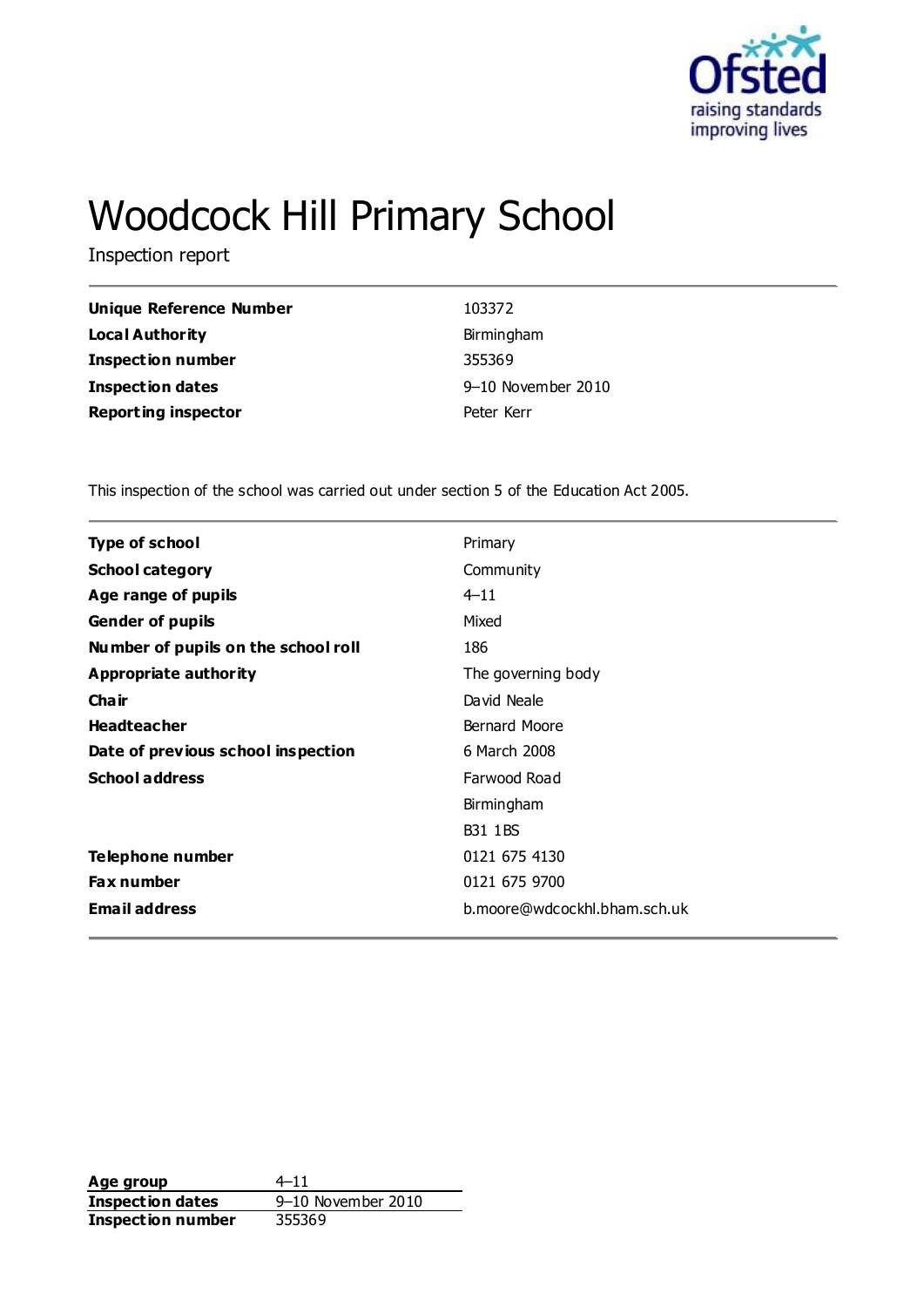# Woodcock Hill Primary School

Inspection report

| | |
|---|---|
| **Unique Reference Number** | 103372 |
| **Local Authority** | Birmingham |
| **Inspection number** | 355369 |
| **Inspection dates** | 9–10 November 2010 |
| **Reporting inspector** | Peter Kerr |

This inspection of the school was carried out under section 5 of the Education Act 2005.

| | |
|---|---|
| **Type of school** | Primary |
| **School category** | Community |
| **Age range of pupils** | 4–11 |
| **Gender of pupils** | Mixed |
| **Number of pupils on the school roll** | 186 |
| **Appropriate authority** | The governing body |
| **Chair** | David Neale |
| **Headteacher** | Bernard Moore |
| **Date of previous school inspection** | 6 March 2008 |
| **School address** | Farwood Road<br>Birmingham<br>B31 1BS |
| **Telephone number** | 0121 675 4130 |
| **Fax number** | 0121 675 9700 |
| **Email address** | b.moore@wdcockhl.bham.sch.uk |

| | |
|---|---|
| **Age group** | 4–11 |
| **Inspection dates** | 9–10 November 2010 |
| **Inspection number** | 355369 |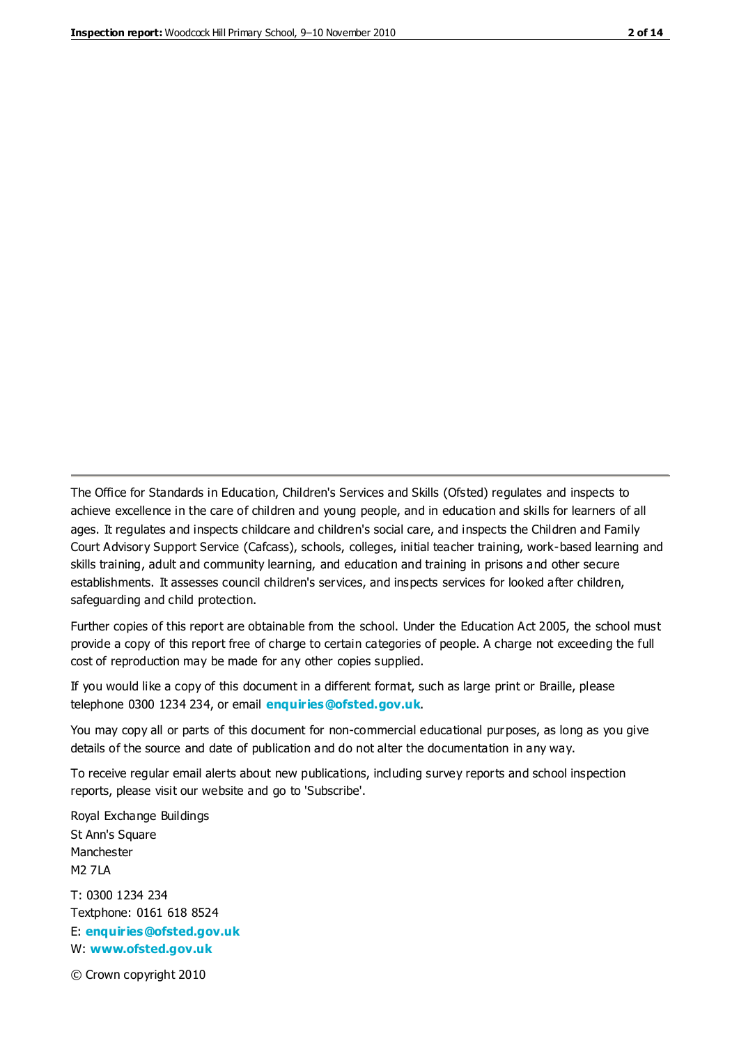The Office for Standards in Education, Children's Services and Skills (Ofsted) regulates and inspects to achieve excellence in the care of children and young people, and in education and skills for learners of all ages. It regulates and inspects childcare and children's social care, and inspects the Children and Family Court Advisory Support Service (Cafcass), schools, colleges, initial teacher training, work-based learning and skills training, adult and community learning, and education and training in prisons and other secure establishments. It assesses council children's services, and inspects services for looked after children, safeguarding and child protection.

Further copies of this report are obtainable from the school. Under the Education Act 2005, the school must provide a copy of this report free of charge to certain categories of people. A charge not exceeding the full cost of reproduction may be made for any other copies supplied.

If you would like a copy of this document in a different format, such as large print or Braille, please telephone 0300 1234 234, or email **enquiries@ofsted.gov.uk**.

You may copy all or parts of this document for non-commercial educational purposes, as long as you give details of the source and date of publication and do not alter the documentation in any way.

To receive regular email alerts about new publications, including survey reports and school inspection reports, please visit our website and go to 'Subscribe'.

Royal Exchange Buildings
St Ann's Square
Manchester
M2 7LA

T: 0300 1234 234
Textphone: 0161 618 8524
E: **enquiries@ofsted.gov.uk**
W: **www.ofsted.gov.uk**

© Crown copyright 2010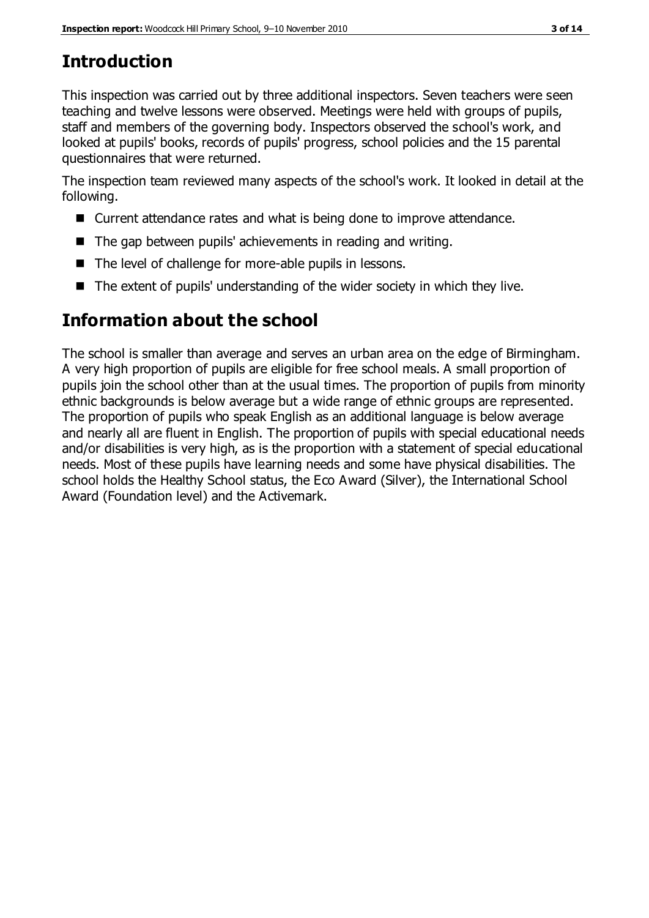## Introduction

This inspection was carried out by three additional inspectors. Seven teachers were seen teaching and twelve lessons were observed. Meetings were held with groups of pupils, staff and members of the governing body. Inspectors observed the school's work, and looked at pupils' books, records of pupils' progress, school policies and the 15 parental questionnaires that were returned.

The inspection team reviewed many aspects of the school's work. It looked in detail at the following.

- Current attendance rates and what is being done to improve attendance.
- The gap between pupils' achievements in reading and writing.
- The level of challenge for more-able pupils in lessons.
- The extent of pupils' understanding of the wider society in which they live.

## Information about the school

The school is smaller than average and serves an urban area on the edge of Birmingham. A very high proportion of pupils are eligible for free school meals. A small proportion of pupils join the school other than at the usual times. The proportion of pupils from minority ethnic backgrounds is below average but a wide range of ethnic groups are represented. The proportion of pupils who speak English as an additional language is below average and nearly all are fluent in English. The proportion of pupils with special educational needs and/or disabilities is very high, as is the proportion with a statement of special educational needs. Most of these pupils have learning needs and some have physical disabilities. The school holds the Healthy School status, the Eco Award (Silver), the International School Award (Foundation level) and the Activemark.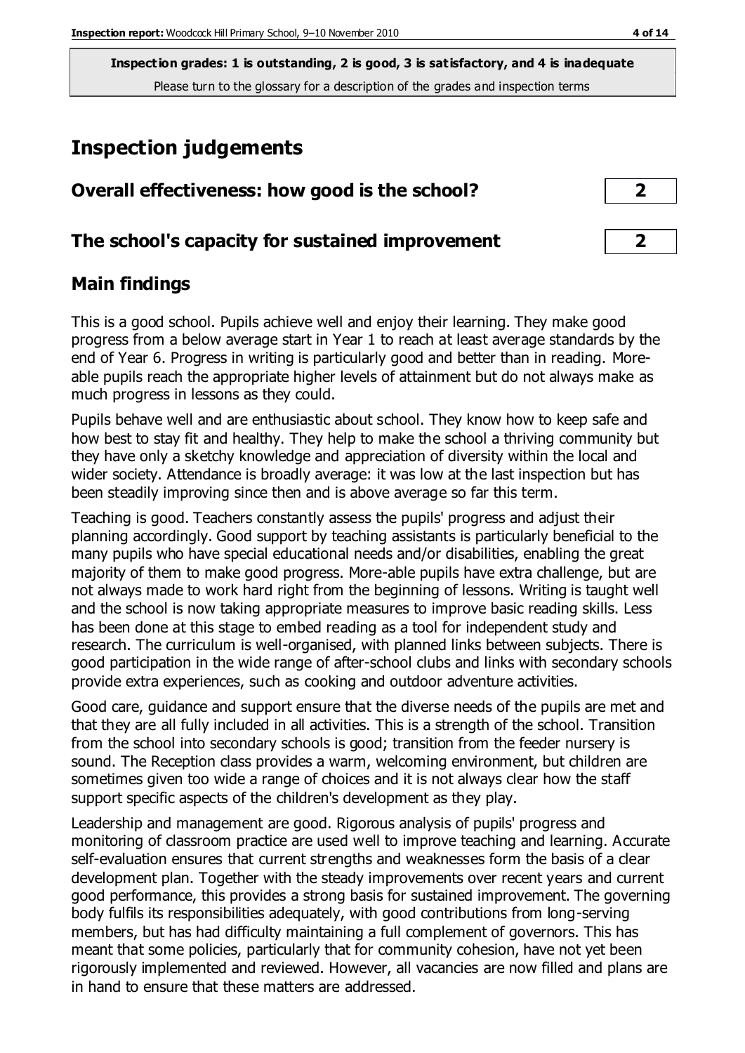**Inspection grades: 1 is outstanding, 2 is good, 3 is satisfactory, and 4 is inadequate**

Please turn to the glossary for a description of the grades and inspection terms

## Inspection judgements

| | |
|---|---|
| **Overall effectiveness: how good is the school?** | **2** |
| **The school's capacity for sustained improvement** | **2** |

### Main findings

This is a good school. Pupils achieve well and enjoy their learning. They make good progress from a below average start in Year 1 to reach at least average standards by the end of Year 6. Progress in writing is particularly good and better than in reading. More-able pupils reach the appropriate higher levels of attainment but do not always make as much progress in lessons as they could.

Pupils behave well and are enthusiastic about school. They know how to keep safe and how best to stay fit and healthy. They help to make the school a thriving community but they have only a sketchy knowledge and appreciation of diversity within the local and wider society. Attendance is broadly average: it was low at the last inspection but has been steadily improving since then and is above average so far this term.

Teaching is good. Teachers constantly assess the pupils' progress and adjust their planning accordingly. Good support by teaching assistants is particularly beneficial to the many pupils who have special educational needs and/or disabilities, enabling the great majority of them to make good progress. More-able pupils have extra challenge, but are not always made to work hard right from the beginning of lessons. Writing is taught well and the school is now taking appropriate measures to improve basic reading skills. Less has been done at this stage to embed reading as a tool for independent study and research. The curriculum is well-organised, with planned links between subjects. There is good participation in the wide range of after-school clubs and links with secondary schools provide extra experiences, such as cooking and outdoor adventure activities.

Good care, guidance and support ensure that the diverse needs of the pupils are met and that they are all fully included in all activities. This is a strength of the school. Transition from the school into secondary schools is good; transition from the feeder nursery is sound. The Reception class provides a warm, welcoming environment, but children are sometimes given too wide a range of choices and it is not always clear how the staff support specific aspects of the children's development as they play.

Leadership and management are good. Rigorous analysis of pupils' progress and monitoring of classroom practice are used well to improve teaching and learning. Accurate self-evaluation ensures that current strengths and weaknesses form the basis of a clear development plan. Together with the steady improvements over recent years and current good performance, this provides a strong basis for sustained improvement. The governing body fulfils its responsibilities adequately, with good contributions from long-serving members, but has had difficulty maintaining a full complement of governors. This has meant that some policies, particularly that for community cohesion, have not yet been rigorously implemented and reviewed. However, all vacancies are now filled and plans are in hand to ensure that these matters are addressed.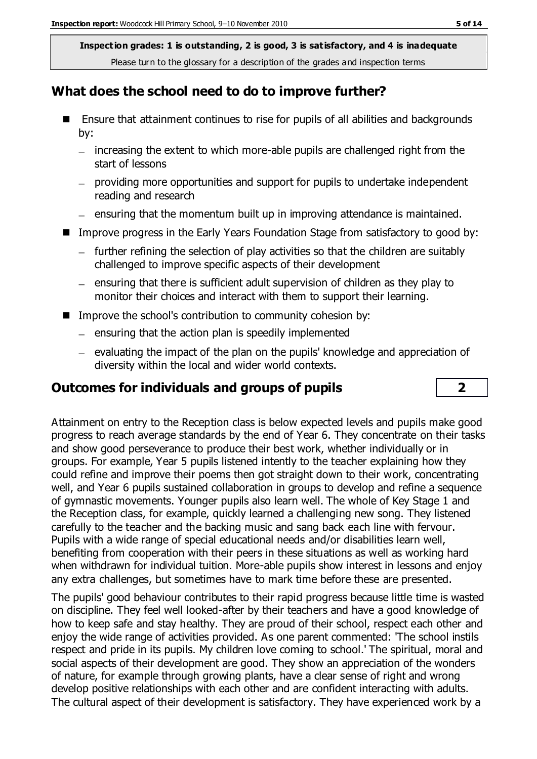**Inspection grades: 1 is outstanding, 2 is good, 3 is satisfactory, and 4 is inadequate**
Please turn to the glossary for a description of the grades and inspection terms

## What does the school need to do to improve further?

- Ensure that attainment continues to rise for pupils of all abilities and backgrounds by:
  - increasing the extent to which more-able pupils are challenged right from the start of lessons
  - providing more opportunities and support for pupils to undertake independent reading and research
  - ensuring that the momentum built up in improving attendance is maintained.
- Improve progress in the Early Years Foundation Stage from satisfactory to good by:
  - further refining the selection of play activities so that the children are suitably challenged to improve specific aspects of their development
  - ensuring that there is sufficient adult supervision of children as they play to monitor their choices and interact with them to support their learning.
- Improve the school's contribution to community cohesion by:
  - ensuring that the action plan is speedily implemented
  - evaluating the impact of the plan on the pupils' knowledge and appreciation of diversity within the local and wider world contexts.

## Outcomes for individuals and groups of pupils — 2

Attainment on entry to the Reception class is below expected levels and pupils make good progress to reach average standards by the end of Year 6. They concentrate on their tasks and show good perseverance to produce their best work, whether individually or in groups. For example, Year 5 pupils listened intently to the teacher explaining how they could refine and improve their poems then got straight down to their work, concentrating well, and Year 6 pupils sustained collaboration in groups to develop and refine a sequence of gymnastic movements. Younger pupils also learn well. The whole of Key Stage 1 and the Reception class, for example, quickly learned a challenging new song. They listened carefully to the teacher and the backing music and sang back each line with fervour. Pupils with a wide range of special educational needs and/or disabilities learn well, benefiting from cooperation with their peers in these situations as well as working hard when withdrawn for individual tuition. More-able pupils show interest in lessons and enjoy any extra challenges, but sometimes have to mark time before these are presented.

The pupils' good behaviour contributes to their rapid progress because little time is wasted on discipline. They feel well looked-after by their teachers and have a good knowledge of how to keep safe and stay healthy. They are proud of their school, respect each other and enjoy the wide range of activities provided. As one parent commented: 'The school instils respect and pride in its pupils. My children love coming to school.' The spiritual, moral and social aspects of their development are good. They show an appreciation of the wonders of nature, for example through growing plants, have a clear sense of right and wrong develop positive relationships with each other and are confident interacting with adults. The cultural aspect of their development is satisfactory. They have experienced work by a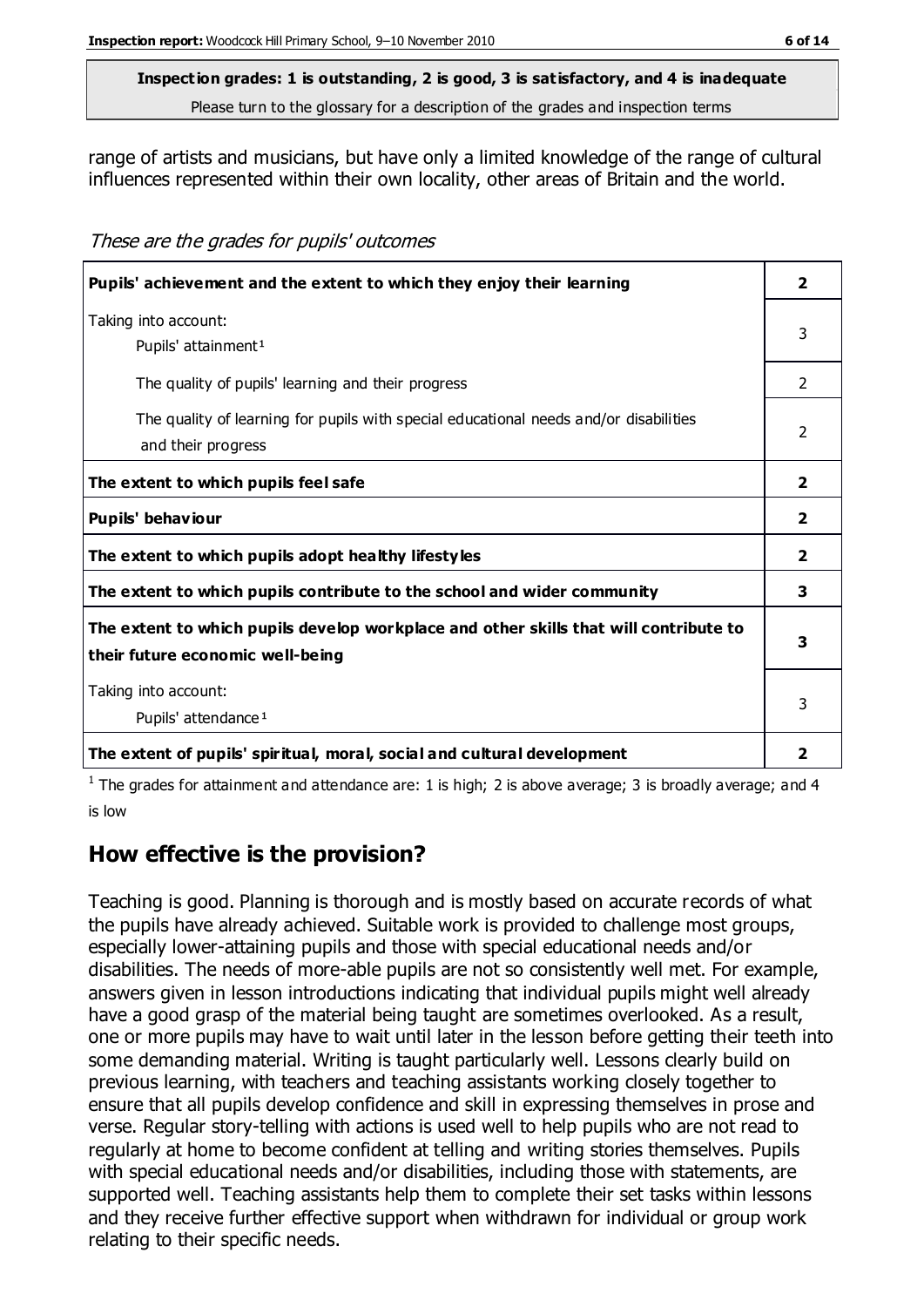range of artists and musicians, but have only a limited knowledge of the range of cultural influences represented within their own locality, other areas of Britain and the world.

*These are the grades for pupils' outcomes*

| **Pupils' achievement and the extent to which they enjoy their learning** | **2** |
|---|---|
| Taking into account: Pupils' attainment[1] | 3 |
| The quality of pupils' learning and their progress | 2 |
| The quality of learning for pupils with special educational needs and/or disabilities and their progress | 2 |
| **The extent to which pupils feel safe** | **2** |
| **Pupils' behaviour** | **2** |
| **The extent to which pupils adopt healthy lifestyles** | **2** |
| **The extent to which pupils contribute to the school and wider community** | **3** |
| **The extent to which pupils develop workplace and other skills that will contribute to their future economic well-being** | **3** |
| Taking into account: Pupils' attendance[1] | 3 |
| **The extent of pupils' spiritual, moral, social and cultural development** | **2** |

[1] The grades for attainment and attendance are: 1 is high; 2 is above average; 3 is broadly average; and 4 is low

## How effective is the provision?

Teaching is good. Planning is thorough and is mostly based on accurate records of what the pupils have already achieved. Suitable work is provided to challenge most groups, especially lower-attaining pupils and those with special educational needs and/or disabilities. The needs of more-able pupils are not so consistently well met. For example, answers given in lesson introductions indicating that individual pupils might well already have a good grasp of the material being taught are sometimes overlooked. As a result, one or more pupils may have to wait until later in the lesson before getting their teeth into some demanding material. Writing is taught particularly well. Lessons clearly build on previous learning, with teachers and teaching assistants working closely together to ensure that all pupils develop confidence and skill in expressing themselves in prose and verse. Regular story-telling with actions is used well to help pupils who are not read to regularly at home to become confident at telling and writing stories themselves. Pupils with special educational needs and/or disabilities, including those with statements, are supported well. Teaching assistants help them to complete their set tasks within lessons and they receive further effective support when withdrawn for individual or group work relating to their specific needs.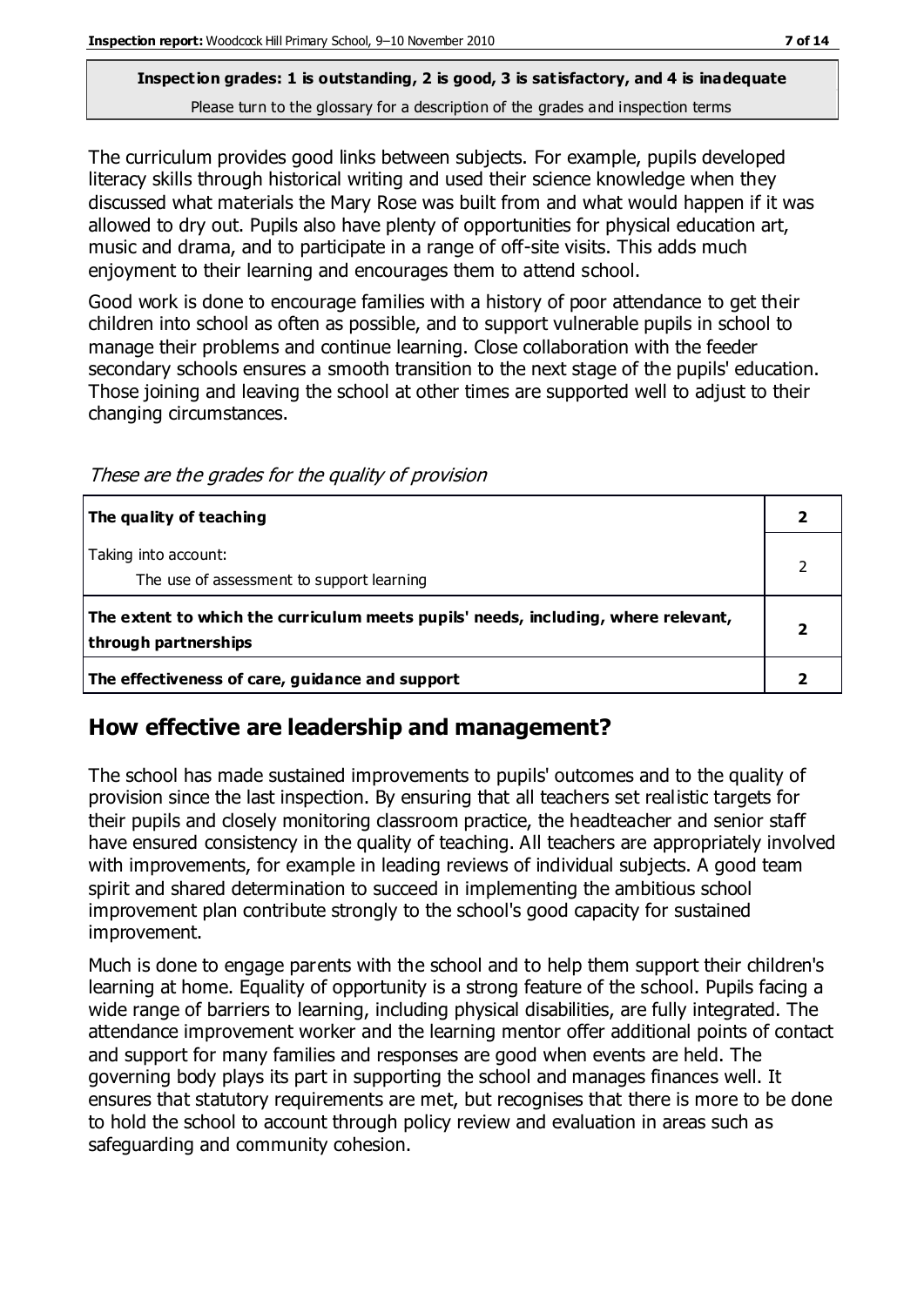**Inspection grades: 1 is outstanding, 2 is good, 3 is satisfactory, and 4 is inadequate**
Please turn to the glossary for a description of the grades and inspection terms

The curriculum provides good links between subjects. For example, pupils developed literacy skills through historical writing and used their science knowledge when they discussed what materials the Mary Rose was built from and what would happen if it was allowed to dry out. Pupils also have plenty of opportunities for physical education art, music and drama, and to participate in a range of off-site visits. This adds much enjoyment to their learning and encourages them to attend school.

Good work is done to encourage families with a history of poor attendance to get their children into school as often as possible, and to support vulnerable pupils in school to manage their problems and continue learning. Close collaboration with the feeder secondary schools ensures a smooth transition to the next stage of the pupils' education. Those joining and leaving the school at other times are supported well to adjust to their changing circumstances.

*These are the grades for the quality of provision*

| | |
|---|---|
| **The quality of teaching** | **2** |
| Taking into account:<br>The use of assessment to support learning | 2 |
| **The extent to which the curriculum meets pupils' needs, including, where relevant, through partnerships** | **2** |
| **The effectiveness of care, guidance and support** | **2** |

## How effective are leadership and management?

The school has made sustained improvements to pupils' outcomes and to the quality of provision since the last inspection. By ensuring that all teachers set realistic targets for their pupils and closely monitoring classroom practice, the headteacher and senior staff have ensured consistency in the quality of teaching. All teachers are appropriately involved with improvements, for example in leading reviews of individual subjects. A good team spirit and shared determination to succeed in implementing the ambitious school improvement plan contribute strongly to the school's good capacity for sustained improvement.

Much is done to engage parents with the school and to help them support their children's learning at home. Equality of opportunity is a strong feature of the school. Pupils facing a wide range of barriers to learning, including physical disabilities, are fully integrated. The attendance improvement worker and the learning mentor offer additional points of contact and support for many families and responses are good when events are held. The governing body plays its part in supporting the school and manages finances well. It ensures that statutory requirements are met, but recognises that there is more to be done to hold the school to account through policy review and evaluation in areas such as safeguarding and community cohesion.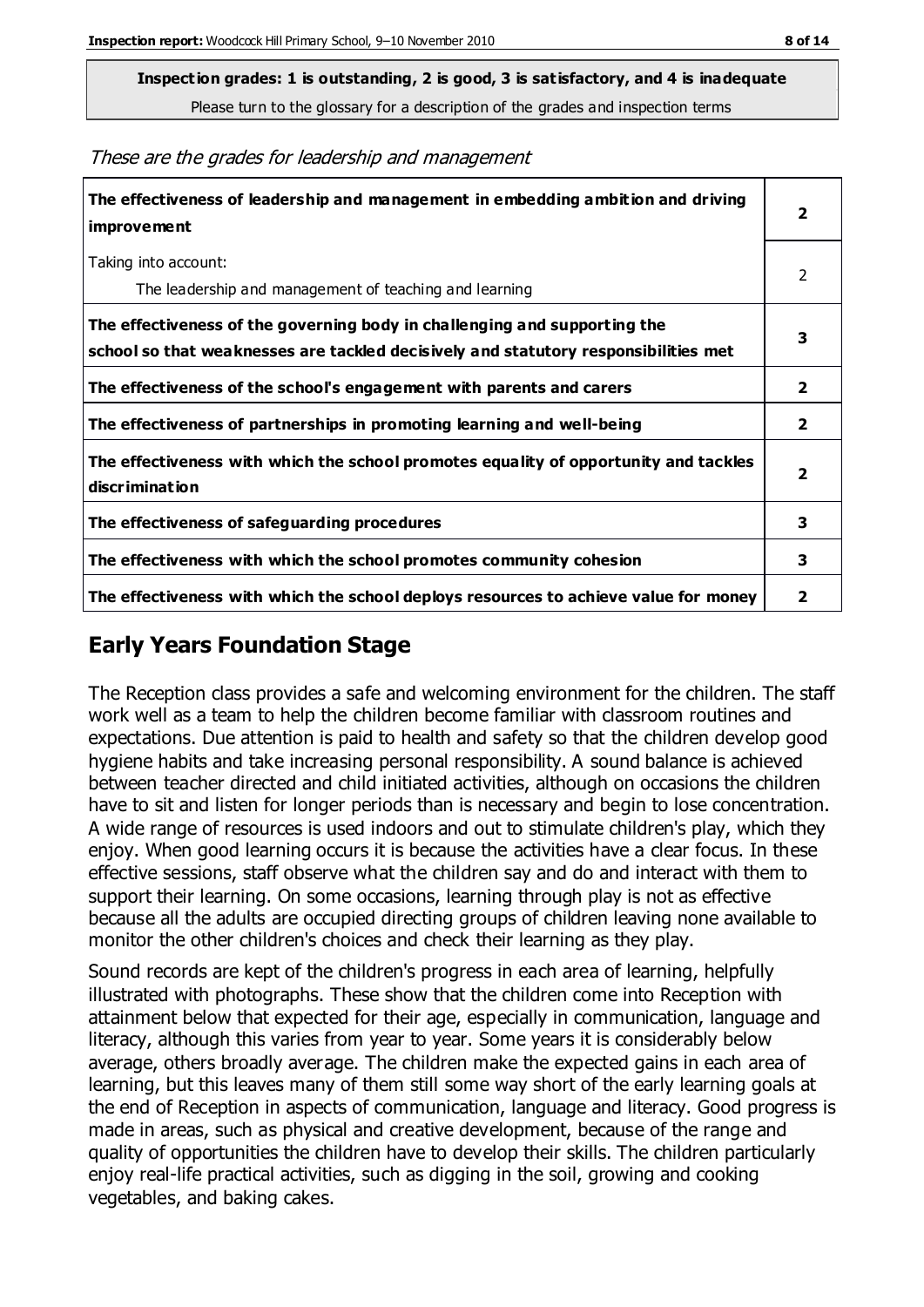**Inspection grades: 1 is outstanding, 2 is good, 3 is satisfactory, and 4 is inadequate**

Please turn to the glossary for a description of the grades and inspection terms

*These are the grades for leadership and management*

| | |
|---|---|
| **The effectiveness of leadership and management in embedding ambition and driving improvement** | **2** |
| Taking into account:<br>The leadership and management of teaching and learning | 2 |
| **The effectiveness of the governing body in challenging and supporting the school so that weaknesses are tackled decisively and statutory responsibilities met** | **3** |
| **The effectiveness of the school's engagement with parents and carers** | **2** |
| **The effectiveness of partnerships in promoting learning and well-being** | **2** |
| **The effectiveness with which the school promotes equality of opportunity and tackles discrimination** | **2** |
| **The effectiveness of safeguarding procedures** | **3** |
| **The effectiveness with which the school promotes community cohesion** | **3** |
| **The effectiveness with which the school deploys resources to achieve value for money** | **2** |

## Early Years Foundation Stage

The Reception class provides a safe and welcoming environment for the children. The staff work well as a team to help the children become familiar with classroom routines and expectations. Due attention is paid to health and safety so that the children develop good hygiene habits and take increasing personal responsibility. A sound balance is achieved between teacher directed and child initiated activities, although on occasions the children have to sit and listen for longer periods than is necessary and begin to lose concentration. A wide range of resources is used indoors and out to stimulate children's play, which they enjoy. When good learning occurs it is because the activities have a clear focus. In these effective sessions, staff observe what the children say and do and interact with them to support their learning. On some occasions, learning through play is not as effective because all the adults are occupied directing groups of children leaving none available to monitor the other children's choices and check their learning as they play.

Sound records are kept of the children's progress in each area of learning, helpfully illustrated with photographs. These show that the children come into Reception with attainment below that expected for their age, especially in communication, language and literacy, although this varies from year to year. Some years it is considerably below average, others broadly average. The children make the expected gains in each area of learning, but this leaves many of them still some way short of the early learning goals at the end of Reception in aspects of communication, language and literacy. Good progress is made in areas, such as physical and creative development, because of the range and quality of opportunities the children have to develop their skills. The children particularly enjoy real-life practical activities, such as digging in the soil, growing and cooking vegetables, and baking cakes.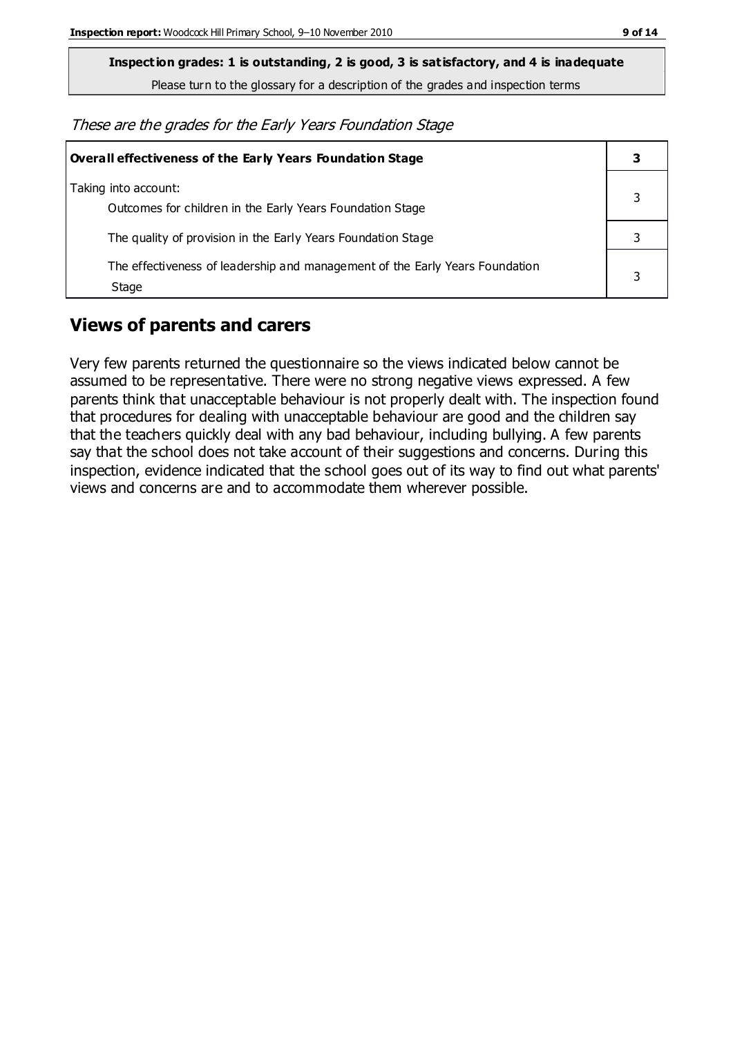**Inspection grades: 1 is outstanding, 2 is good, 3 is satisfactory, and 4 is inadequate**

Please turn to the glossary for a description of the grades and inspection terms

*These are the grades for the Early Years Foundation Stage*

| **Overall effectiveness of the Early Years Foundation Stage** | **3** |
|---|---|
| Taking into account: Outcomes for children in the Early Years Foundation Stage | 3 |
| The quality of provision in the Early Years Foundation Stage | 3 |
| The effectiveness of leadership and management of the Early Years Foundation Stage | 3 |

## Views of parents and carers

Very few parents returned the questionnaire so the views indicated below cannot be assumed to be representative. There were no strong negative views expressed. A few parents think that unacceptable behaviour is not properly dealt with. The inspection found that procedures for dealing with unacceptable behaviour are good and the children say that the teachers quickly deal with any bad behaviour, including bullying. A few parents say that the school does not take account of their suggestions and concerns. During this inspection, evidence indicated that the school goes out of its way to find out what parents' views and concerns are and to accommodate them wherever possible.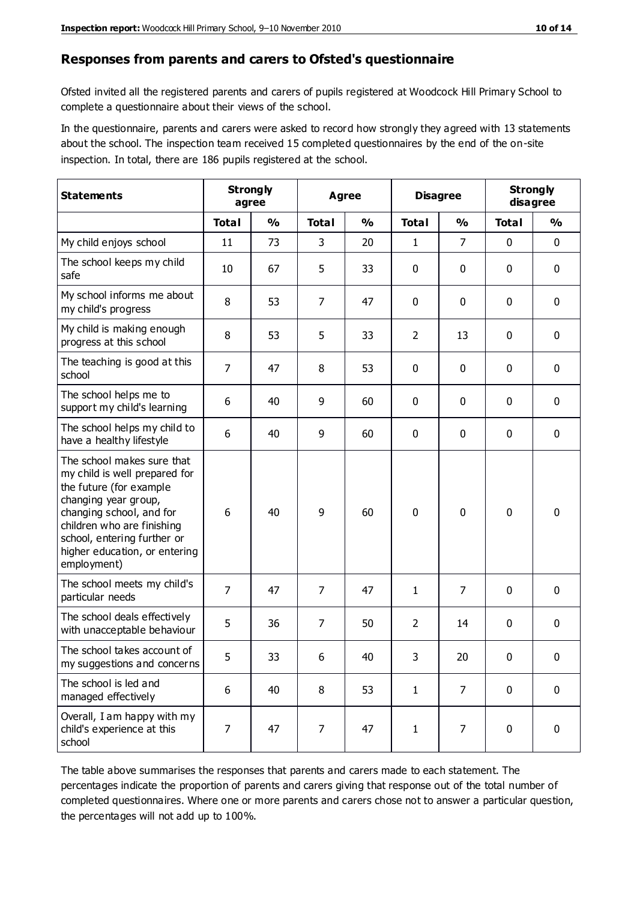## Responses from parents and carers to Ofsted's questionnaire

Ofsted invited all the registered parents and carers of pupils registered at Woodcock Hill Primary School to complete a questionnaire about their views of the school.

In the questionnaire, parents and carers were asked to record how strongly they agreed with 13 statements about the school. The inspection team received 15 completed questionnaires by the end of the on-site inspection. In total, there are 186 pupils registered at the school.

| Statements | Strongly agree | | Agree | | Disagree | | Strongly disagree | |
|---|---|---|---|---|---|---|---|---|
| | Total | % | Total | % | Total | % | Total | % |
| My child enjoys school | 11 | 73 | 3 | 20 | 1 | 7 | 0 | 0 |
| The school keeps my child safe | 10 | 67 | 5 | 33 | 0 | 0 | 0 | 0 |
| My school informs me about my child's progress | 8 | 53 | 7 | 47 | 0 | 0 | 0 | 0 |
| My child is making enough progress at this school | 8 | 53 | 5 | 33 | 2 | 13 | 0 | 0 |
| The teaching is good at this school | 7 | 47 | 8 | 53 | 0 | 0 | 0 | 0 |
| The school helps me to support my child's learning | 6 | 40 | 9 | 60 | 0 | 0 | 0 | 0 |
| The school helps my child to have a healthy lifestyle | 6 | 40 | 9 | 60 | 0 | 0 | 0 | 0 |
| The school makes sure that my child is well prepared for the future (for example changing year group, changing school, and for children who are finishing school, entering further or higher education, or entering employment) | 6 | 40 | 9 | 60 | 0 | 0 | 0 | 0 |
| The school meets my child's particular needs | 7 | 47 | 7 | 47 | 1 | 7 | 0 | 0 |
| The school deals effectively with unacceptable behaviour | 5 | 36 | 7 | 50 | 2 | 14 | 0 | 0 |
| The school takes account of my suggestions and concerns | 5 | 33 | 6 | 40 | 3 | 20 | 0 | 0 |
| The school is led and managed effectively | 6 | 40 | 8 | 53 | 1 | 7 | 0 | 0 |
| Overall, I am happy with my child's experience at this school | 7 | 47 | 7 | 47 | 1 | 7 | 0 | 0 |

The table above summarises the responses that parents and carers made to each statement. The percentages indicate the proportion of parents and carers giving that response out of the total number of completed questionnaires. Where one or more parents and carers chose not to answer a particular question, the percentages will not add up to 100%.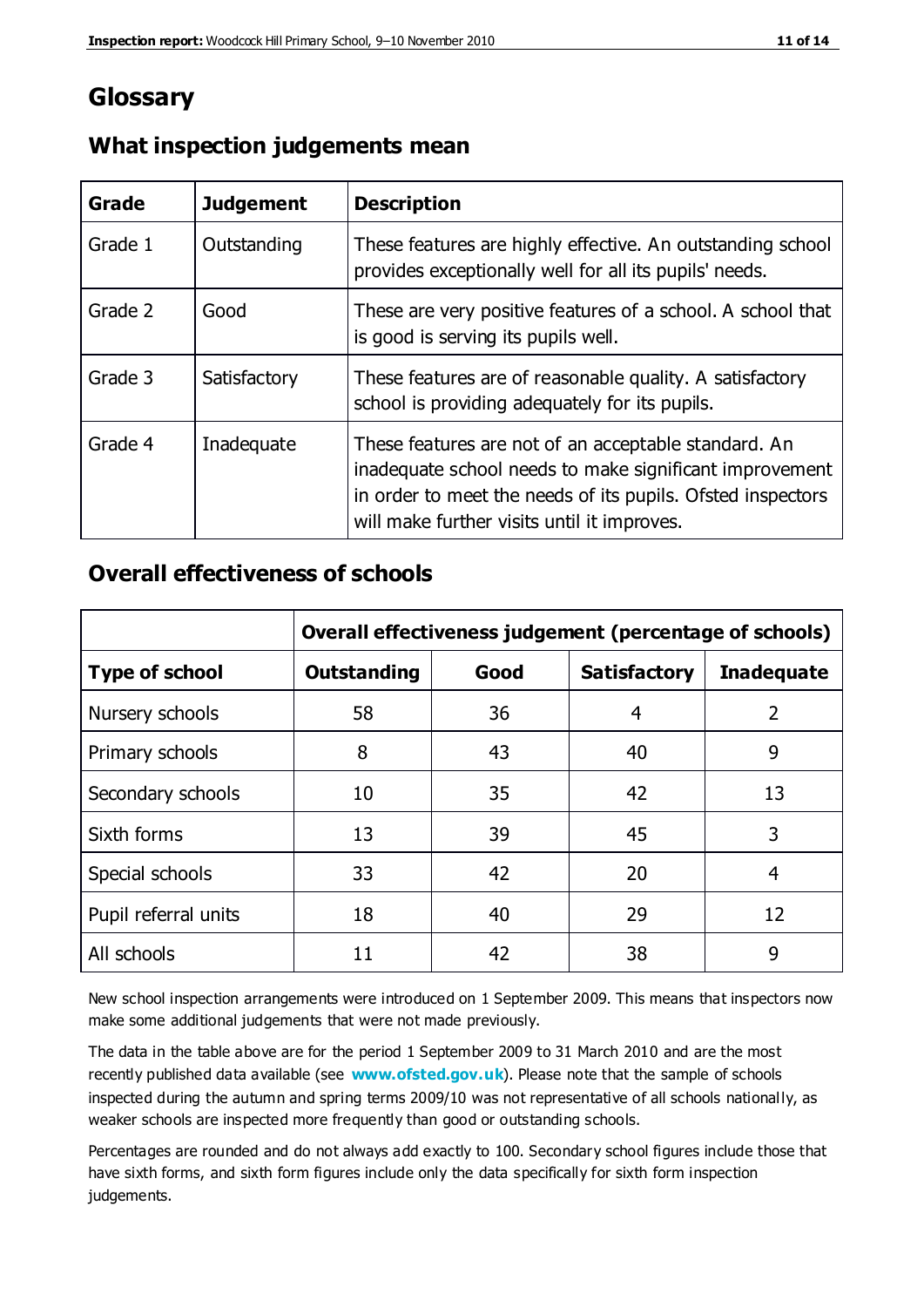# Glossary

## What inspection judgements mean

| Grade | Judgement | Description |
|---|---|---|
| Grade 1 | Outstanding | These features are highly effective. An outstanding school provides exceptionally well for all its pupils' needs. |
| Grade 2 | Good | These are very positive features of a school. A school that is good is serving its pupils well. |
| Grade 3 | Satisfactory | These features are of reasonable quality. A satisfactory school is providing adequately for its pupils. |
| Grade 4 | Inadequate | These features are not of an acceptable standard. An inadequate school needs to make significant improvement in order to meet the needs of its pupils. Ofsted inspectors will make further visits until it improves. |

## Overall effectiveness of schools

| | Overall effectiveness judgement (percentage of schools) | | | |
|---|---|---|---|---|
| **Type of school** | **Outstanding** | **Good** | **Satisfactory** | **Inadequate** |
| Nursery schools | 58 | 36 | 4 | 2 |
| Primary schools | 8 | 43 | 40 | 9 |
| Secondary schools | 10 | 35 | 42 | 13 |
| Sixth forms | 13 | 39 | 45 | 3 |
| Special schools | 33 | 42 | 20 | 4 |
| Pupil referral units | 18 | 40 | 29 | 12 |
| All schools | 11 | 42 | 38 | 9 |

New school inspection arrangements were introduced on 1 September 2009. This means that inspectors now make some additional judgements that were not made previously.

The data in the table above are for the period 1 September 2009 to 31 March 2010 and are the most recently published data available (see **www.ofsted.gov.uk**). Please note that the sample of schools inspected during the autumn and spring terms 2009/10 was not representative of all schools nationally, as weaker schools are inspected more frequently than good or outstanding schools.

Percentages are rounded and do not always add exactly to 100. Secondary school figures include those that have sixth forms, and sixth form figures include only the data specifically for sixth form inspection judgements.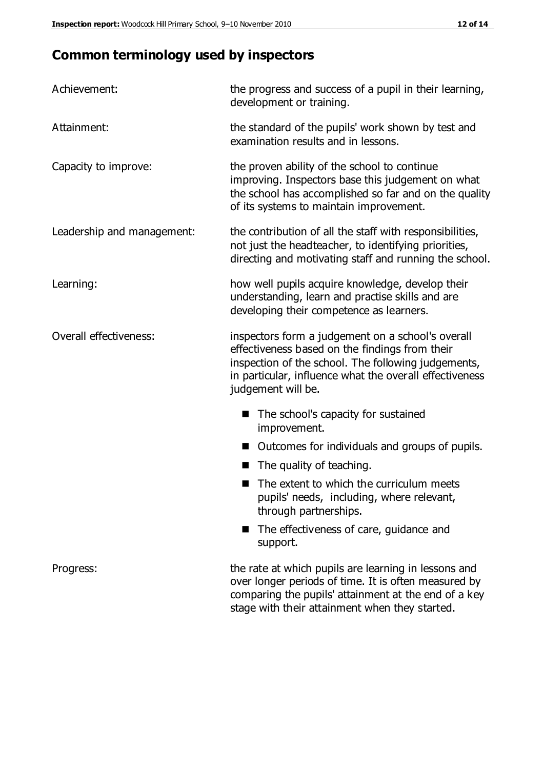## Common terminology used by inspectors

| | |
|---|---|
| Achievement: | the progress and success of a pupil in their learning, development or training. |
| Attainment: | the standard of the pupils' work shown by test and examination results and in lessons. |
| Capacity to improve: | the proven ability of the school to continue improving. Inspectors base this judgement on what the school has accomplished so far and on the quality of its systems to maintain improvement. |
| Leadership and management: | the contribution of all the staff with responsibilities, not just the headteacher, to identifying priorities, directing and motivating staff and running the school. |
| Learning: | how well pupils acquire knowledge, develop their understanding, learn and practise skills and are developing their competence as learners. |
| Overall effectiveness: | inspectors form a judgement on a school's overall effectiveness based on the findings from their inspection of the school. The following judgements, in particular, influence what the overall effectiveness judgement will be. |

- The school's capacity for sustained improvement.
- Outcomes for individuals and groups of pupils.
- The quality of teaching.
- The extent to which the curriculum meets pupils' needs, including, where relevant, through partnerships.
- The effectiveness of care, guidance and support.

| | |
|---|---|
| Progress: | the rate at which pupils are learning in lessons and over longer periods of time. It is often measured by comparing the pupils' attainment at the end of a key stage with their attainment when they started. |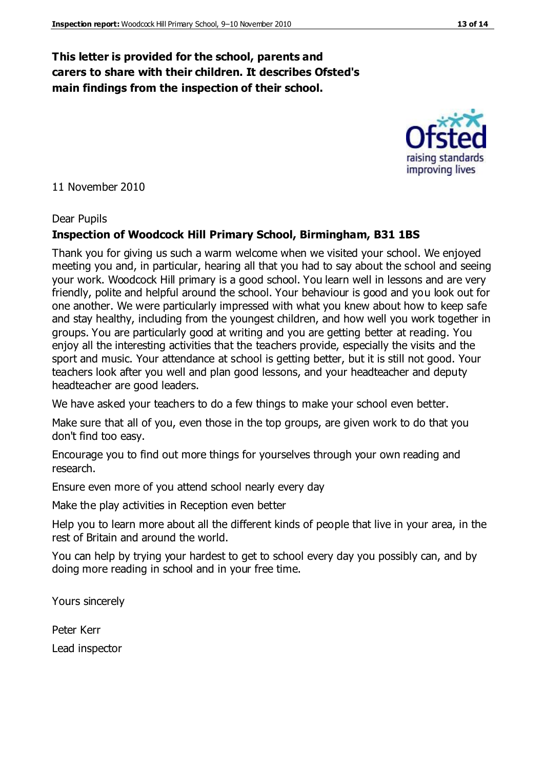**This letter is provided for the school, parents and carers to share with their children. It describes Ofsted's main findings from the inspection of their school.**

11 November 2010

Dear Pupils

**Inspection of Woodcock Hill Primary School, Birmingham, B31 1BS**

Thank you for giving us such a warm welcome when we visited your school. We enjoyed meeting you and, in particular, hearing all that you had to say about the school and seeing your work. Woodcock Hill primary is a good school. You learn well in lessons and are very friendly, polite and helpful around the school. Your behaviour is good and you look out for one another. We were particularly impressed with what you knew about how to keep safe and stay healthy, including from the youngest children, and how well you work together in groups. You are particularly good at writing and you are getting better at reading. You enjoy all the interesting activities that the teachers provide, especially the visits and the sport and music. Your attendance at school is getting better, but it is still not good. Your teachers look after you well and plan good lessons, and your headteacher and deputy headteacher are good leaders.

We have asked your teachers to do a few things to make your school even better.

Make sure that all of you, even those in the top groups, are given work to do that you don't find too easy.

Encourage you to find out more things for yourselves through your own reading and research.

Ensure even more of you attend school nearly every day

Make the play activities in Reception even better

Help you to learn more about all the different kinds of people that live in your area, in the rest of Britain and around the world.

You can help by trying your hardest to get to school every day you possibly can, and by doing more reading in school and in your free time.

Yours sincerely

Peter Kerr

Lead inspector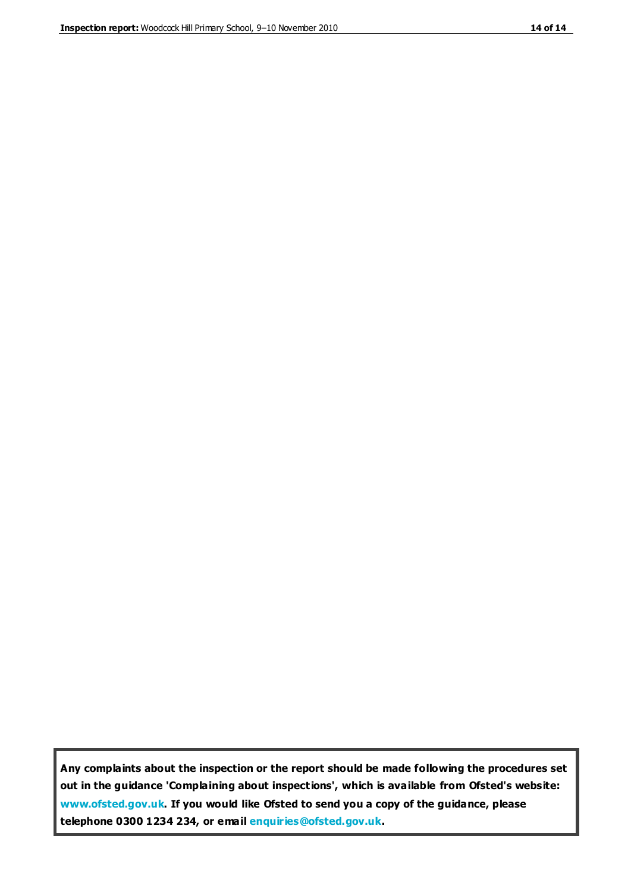**Any complaints about the inspection or the report should be made following the procedures set out in the guidance 'Complaining about inspections', which is available from Ofsted's website: www.ofsted.gov.uk. If you would like Ofsted to send you a copy of the guidance, please telephone 0300 1234 234, or email enquiries@ofsted.gov.uk.**